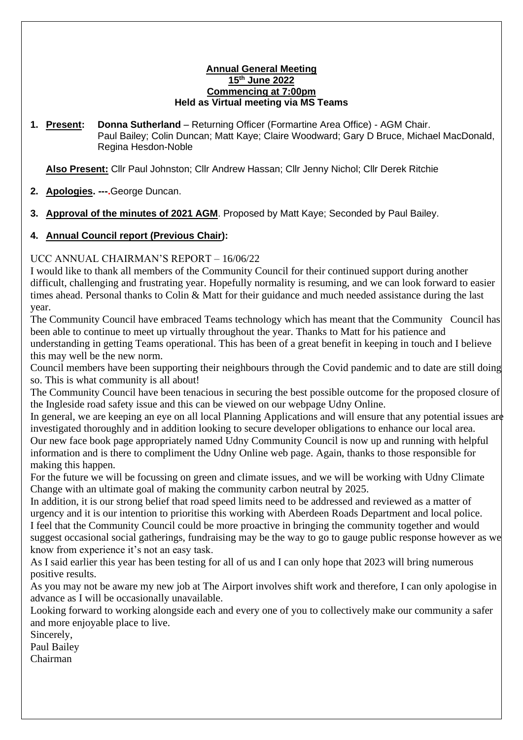**Annual General Meeting**
**15th June 2022**
**Commencing at 7:00pm**
**Held as Virtual meeting via MS Teams**

1. **Present:** **Donna Sutherland** – Returning Officer (Formartine Area Office) - AGM Chair.
   Paul Bailey; Colin Duncan; Matt Kaye; Claire Woodward; Gary D Bruce, Michael MacDonald, Regina Hesdon-Noble

   **Also Present:** Cllr Paul Johnston; Cllr Andrew Hassan; Cllr Jenny Nichol; Cllr Derek Ritchie

2. **Apologies.** ---.George Duncan.

3. **Approval of the minutes of 2021 AGM**. Proposed by Matt Kaye; Seconded by Paul Bailey.

4. **Annual Council report (Previous Chair):**

UCC ANNUAL CHAIRMAN'S REPORT – 16/06/22

I would like to thank all members of the Community Council for their continued support during another difficult, challenging and frustrating year. Hopefully normality is resuming, and we can look forward to easier times ahead. Personal thanks to Colin & Matt for their guidance and much needed assistance during the last year.

The Community Council have embraced Teams technology which has meant that the Community Council has been able to continue to meet up virtually throughout the year. Thanks to Matt for his patience and understanding in getting Teams operational. This has been of a great benefit in keeping in touch and I believe this may well be the new norm.

Council members have been supporting their neighbours through the Covid pandemic and to date are still doing so. This is what community is all about!

The Community Council have been tenacious in securing the best possible outcome for the proposed closure of the Ingleside road safety issue and this can be viewed on our webpage Udny Online.

In general, we are keeping an eye on all local Planning Applications and will ensure that any potential issues are investigated thoroughly and in addition looking to secure developer obligations to enhance our local area.

Our new face book page appropriately named Udny Community Council is now up and running with helpful information and is there to compliment the Udny Online web page. Again, thanks to those responsible for making this happen.

For the future we will be focussing on green and climate issues, and we will be working with Udny Climate Change with an ultimate goal of making the community carbon neutral by 2025.

In addition, it is our strong belief that road speed limits need to be addressed and reviewed as a matter of urgency and it is our intention to prioritise this working with Aberdeen Roads Department and local police.

I feel that the Community Council could be more proactive in bringing the community together and would suggest occasional social gatherings, fundraising may be the way to go to gauge public response however as we know from experience it's not an easy task.

As I said earlier this year has been testing for all of us and I can only hope that 2023 will bring numerous positive results.

As you may not be aware my new job at The Airport involves shift work and therefore, I can only apologise in advance as I will be occasionally unavailable.

Looking forward to working alongside each and every one of you to collectively make our community a safer and more enjoyable place to live.

Sincerely,
Paul Bailey
Chairman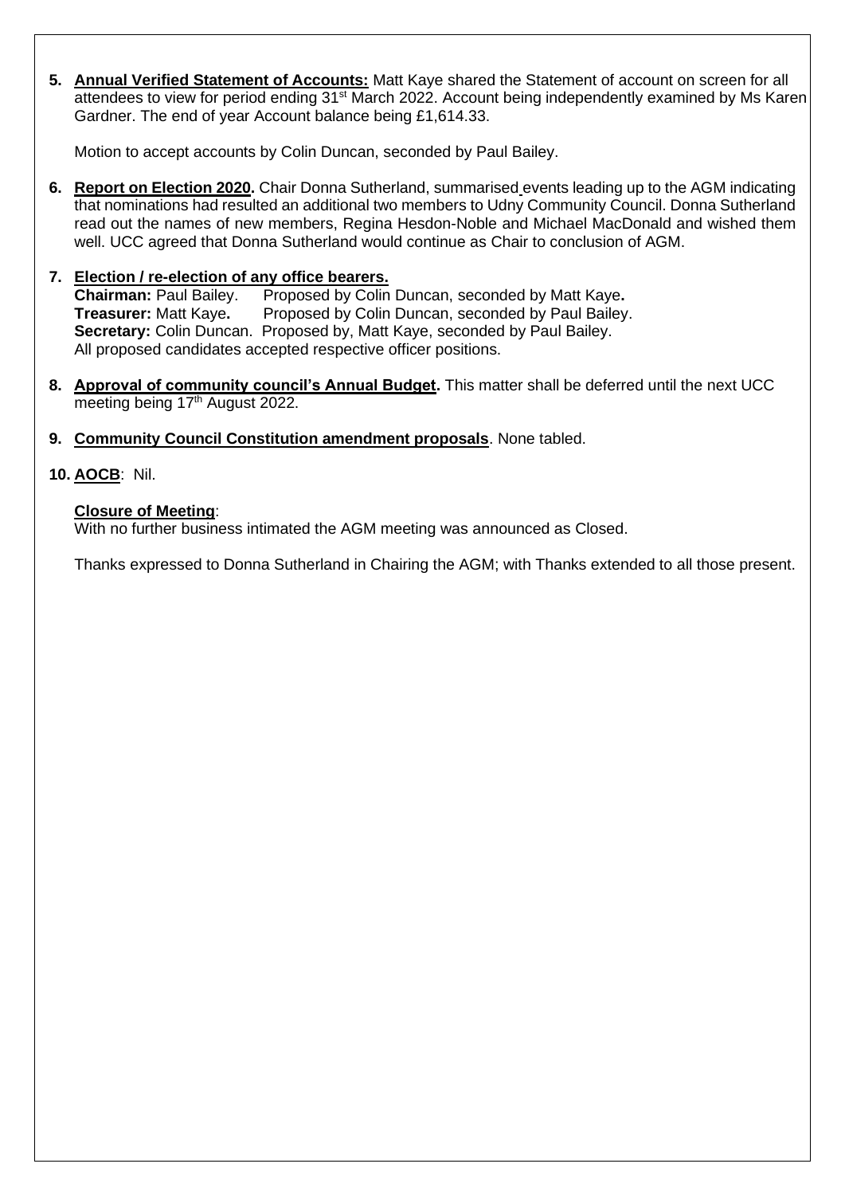5. **Annual Verified Statement of Accounts:** Matt Kaye shared the Statement of account on screen for all attendees to view for period ending 31st March 2022. Account being independently examined by Ms Karen Gardner. The end of year Account balance being £1,614.33.

   Motion to accept accounts by Colin Duncan, seconded by Paul Bailey.

6. **Report on Election 2020.** Chair Donna Sutherland, summarised events leading up to the AGM indicating that nominations had resulted an additional two members to Udny Community Council. Donna Sutherland read out the names of new members, Regina Hesdon-Noble and Michael MacDonald and wished them well. UCC agreed that Donna Sutherland would continue as Chair to conclusion of AGM.

7. **Election / re-election of any office bearers.**
   **Chairman:** Paul Bailey. Proposed by Colin Duncan, seconded by Matt Kaye**.**
   **Treasurer:** Matt Kaye**.** Proposed by Colin Duncan, seconded by Paul Bailey.
   **Secretary:** Colin Duncan. Proposed by, Matt Kaye, seconded by Paul Bailey.
   All proposed candidates accepted respective officer positions.

8. **Approval of community council's Annual Budget.** This matter shall be deferred until the next UCC meeting being 17th August 2022.

9. **Community Council Constitution amendment proposals**. None tabled.

10. **AOCB**: Nil.

    **Closure of Meeting**:
    With no further business intimated the AGM meeting was announced as Closed.

    Thanks expressed to Donna Sutherland in Chairing the AGM; with Thanks extended to all those present.